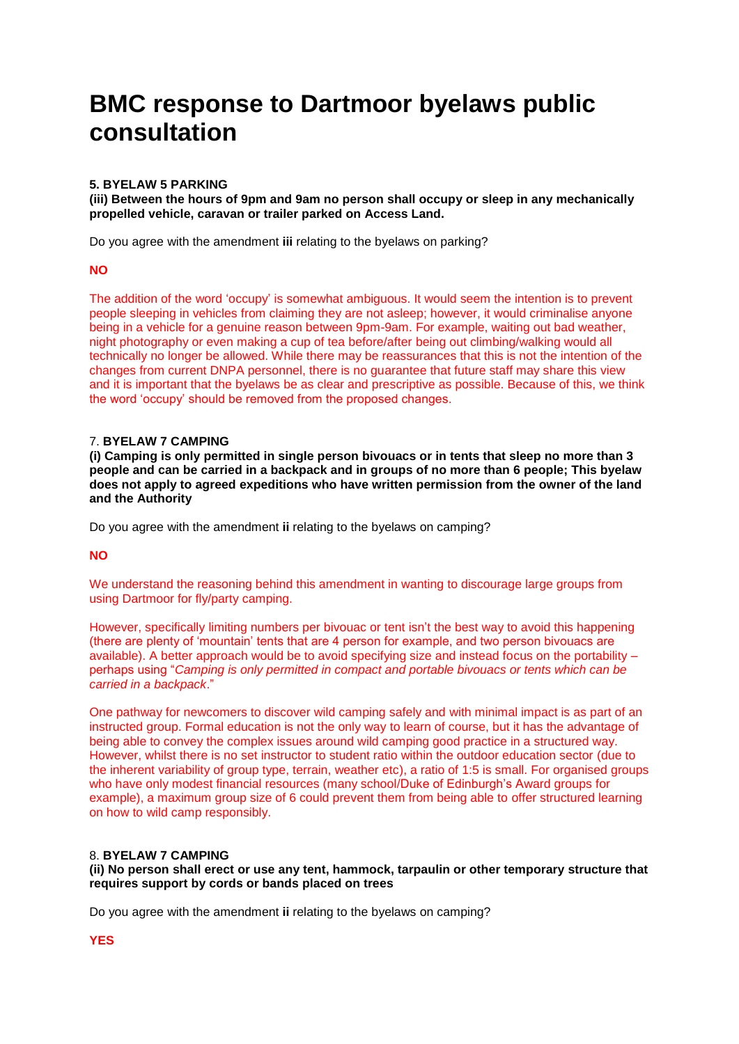# BMC response to Dartmoor byelaws public consultation

**5. BYELAW 5 PARKING**

**(iii) Between the hours of 9pm and 9am no person shall occupy or sleep in any mechanically propelled vehicle, caravan or trailer parked on Access Land.**

Do you agree with the amendment **iii** relating to the byelaws on parking?

**NO**

The addition of the word 'occupy' is somewhat ambiguous. It would seem the intention is to prevent people sleeping in vehicles from claiming they are not asleep; however, it would criminalise anyone being in a vehicle for a genuine reason between 9pm-9am. For example, waiting out bad weather, night photography or even making a cup of tea before/after being out climbing/walking would all technically no longer be allowed. While there may be reassurances that this is not the intention of the changes from current DNPA personnel, there is no guarantee that future staff may share this view and it is important that the byelaws be as clear and prescriptive as possible. Because of this, we think the word 'occupy' should be removed from the proposed changes.

7. **BYELAW 7 CAMPING**

**(i) Camping is only permitted in single person bivouacs or in tents that sleep no more than 3 people and can be carried in a backpack and in groups of no more than 6 people; This byelaw does not apply to agreed expeditions who have written permission from the owner of the land and the Authority**

Do you agree with the amendment **ii** relating to the byelaws on camping?

**NO**

We understand the reasoning behind this amendment in wanting to discourage large groups from using Dartmoor for fly/party camping.

However, specifically limiting numbers per bivouac or tent isn't the best way to avoid this happening (there are plenty of 'mountain' tents that are 4 person for example, and two person bivouacs are available). A better approach would be to avoid specifying size and instead focus on the portability – perhaps using "*Camping is only permitted in compact and portable bivouacs or tents which can be carried in a backpack*."

One pathway for newcomers to discover wild camping safely and with minimal impact is as part of an instructed group. Formal education is not the only way to learn of course, but it has the advantage of being able to convey the complex issues around wild camping good practice in a structured way. However, whilst there is no set instructor to student ratio within the outdoor education sector (due to the inherent variability of group type, terrain, weather etc), a ratio of 1:5 is small. For organised groups who have only modest financial resources (many school/Duke of Edinburgh's Award groups for example), a maximum group size of 6 could prevent them from being able to offer structured learning on how to wild camp responsibly.

8. **BYELAW 7 CAMPING**

**(ii) No person shall erect or use any tent, hammock, tarpaulin or other temporary structure that requires support by cords or bands placed on trees**

Do you agree with the amendment **ii** relating to the byelaws on camping?

**YES**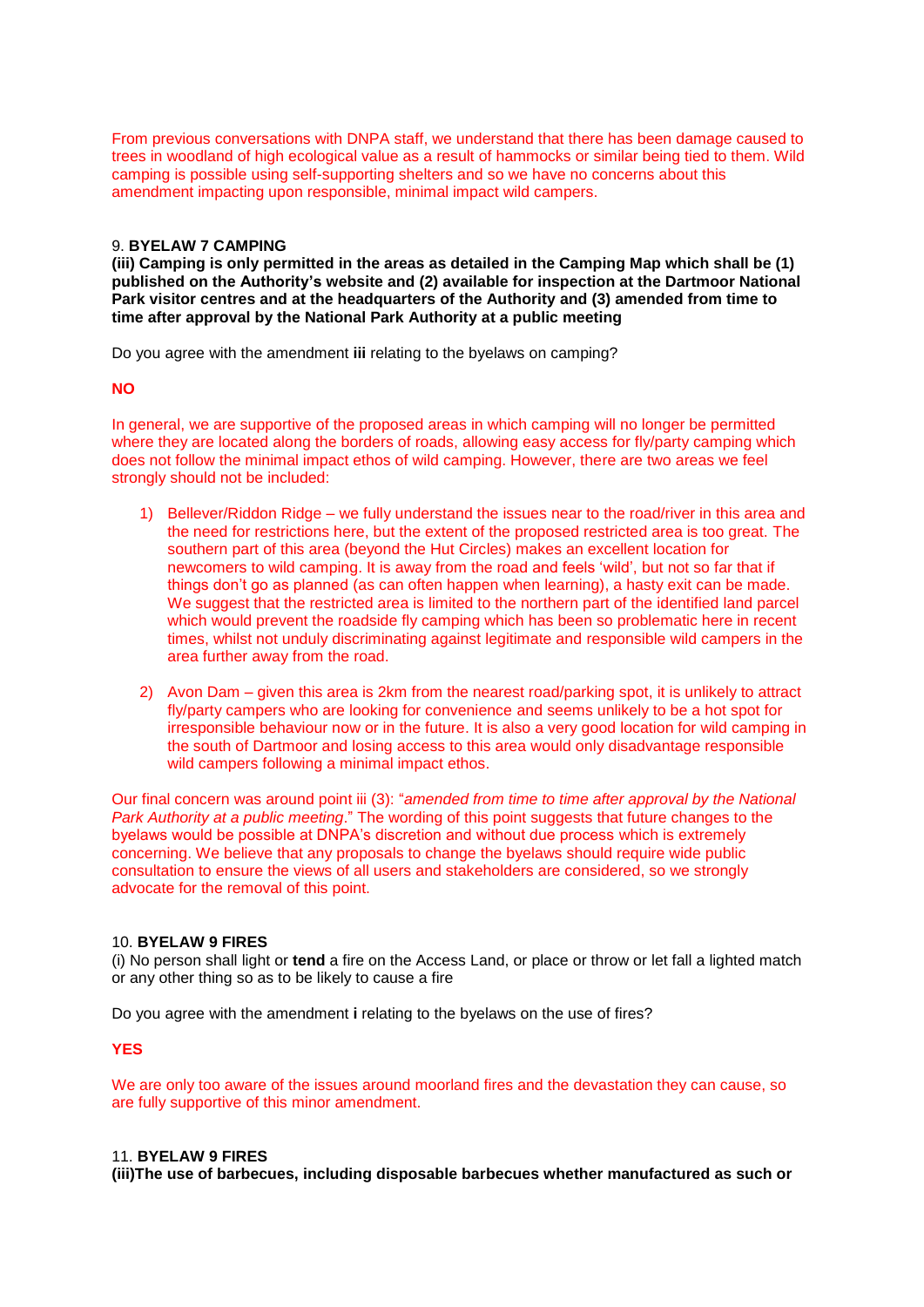From previous conversations with DNPA staff, we understand that there has been damage caused to trees in woodland of high ecological value as a result of hammocks or similar being tied to them. Wild camping is possible using self-supporting shelters and so we have no concerns about this amendment impacting upon responsible, minimal impact wild campers.

9. **BYELAW 7 CAMPING**

**(iii) Camping is only permitted in the areas as detailed in the Camping Map which shall be (1) published on the Authority's website and (2) available for inspection at the Dartmoor National Park visitor centres and at the headquarters of the Authority and (3) amended from time to time after approval by the National Park Authority at a public meeting**

Do you agree with the amendment **iii** relating to the byelaws on camping?

**NO**

In general, we are supportive of the proposed areas in which camping will no longer be permitted where they are located along the borders of roads, allowing easy access for fly/party camping which does not follow the minimal impact ethos of wild camping. However, there are two areas we feel strongly should not be included:

1) Bellever/Riddon Ridge – we fully understand the issues near to the road/river in this area and the need for restrictions here, but the extent of the proposed restricted area is too great. The southern part of this area (beyond the Hut Circles) makes an excellent location for newcomers to wild camping. It is away from the road and feels 'wild', but not so far that if things don't go as planned (as can often happen when learning), a hasty exit can be made. We suggest that the restricted area is limited to the northern part of the identified land parcel which would prevent the roadside fly camping which has been so problematic here in recent times, whilst not unduly discriminating against legitimate and responsible wild campers in the area further away from the road.

2) Avon Dam – given this area is 2km from the nearest road/parking spot, it is unlikely to attract fly/party campers who are looking for convenience and seems unlikely to be a hot spot for irresponsible behaviour now or in the future. It is also a very good location for wild camping in the south of Dartmoor and losing access to this area would only disadvantage responsible wild campers following a minimal impact ethos.

Our final concern was around point iii (3): "*amended from time to time after approval by the National Park Authority at a public meeting*." The wording of this point suggests that future changes to the byelaws would be possible at DNPA's discretion and without due process which is extremely concerning. We believe that any proposals to change the byelaws should require wide public consultation to ensure the views of all users and stakeholders are considered, so we strongly advocate for the removal of this point.

10. **BYELAW 9 FIRES**

(i) No person shall light or **tend** a fire on the Access Land, or place or throw or let fall a lighted match or any other thing so as to be likely to cause a fire

Do you agree with the amendment **i** relating to the byelaws on the use of fires?

**YES**

We are only too aware of the issues around moorland fires and the devastation they can cause, so are fully supportive of this minor amendment.

11. **BYELAW 9 FIRES**

**(iii)The use of barbecues, including disposable barbecues whether manufactured as such or**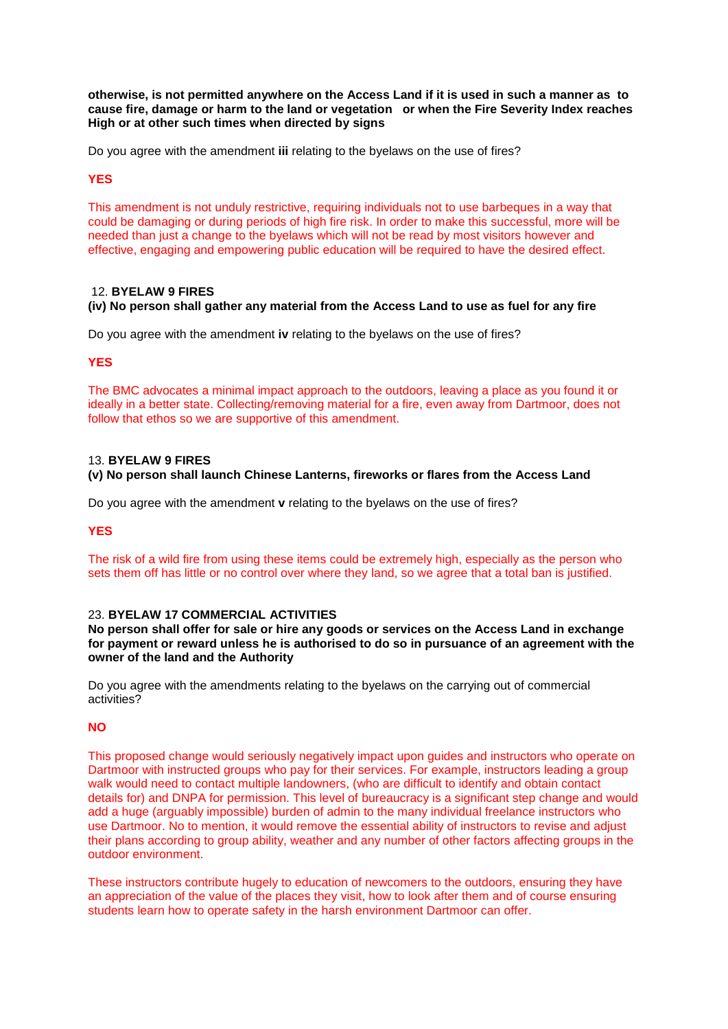**otherwise, is not permitted anywhere on the Access Land if it is used in such a manner as to cause fire, damage or harm to the land or vegetation or when the Fire Severity Index reaches High or at other such times when directed by signs**

Do you agree with the amendment **iii** relating to the byelaws on the use of fires?

**YES**

This amendment is not unduly restrictive, requiring individuals not to use barbeques in a way that could be damaging or during periods of high fire risk. In order to make this successful, more will be needed than just a change to the byelaws which will not be read by most visitors however and effective, engaging and empowering public education will be required to have the desired effect.

12. **BYELAW 9 FIRES**
**(iv) No person shall gather any material from the Access Land to use as fuel for any fire**

Do you agree with the amendment **iv** relating to the byelaws on the use of fires?

**YES**

The BMC advocates a minimal impact approach to the outdoors, leaving a place as you found it or ideally in a better state. Collecting/removing material for a fire, even away from Dartmoor, does not follow that ethos so we are supportive of this amendment.

13. **BYELAW 9 FIRES**
**(v) No person shall launch Chinese Lanterns, fireworks or flares from the Access Land**

Do you agree with the amendment **v** relating to the byelaws on the use of fires?

**YES**

The risk of a wild fire from using these items could be extremely high, especially as the person who sets them off has little or no control over where they land, so we agree that a total ban is justified.

23. **BYELAW 17 COMMERCIAL ACTIVITIES**
**No person shall offer for sale or hire any goods or services on the Access Land in exchange for payment or reward unless he is authorised to do so in pursuance of an agreement with the owner of the land and the Authority**

Do you agree with the amendments relating to the byelaws on the carrying out of commercial activities?

**NO**

This proposed change would seriously negatively impact upon guides and instructors who operate on Dartmoor with instructed groups who pay for their services. For example, instructors leading a group walk would need to contact multiple landowners, (who are difficult to identify and obtain contact details for) and DNPA for permission. This level of bureaucracy is a significant step change and would add a huge (arguably impossible) burden of admin to the many individual freelance instructors who use Dartmoor. No to mention, it would remove the essential ability of instructors to revise and adjust their plans according to group ability, weather and any number of other factors affecting groups in the outdoor environment.

These instructors contribute hugely to education of newcomers to the outdoors, ensuring they have an appreciation of the value of the places they visit, how to look after them and of course ensuring students learn how to operate safety in the harsh environment Dartmoor can offer.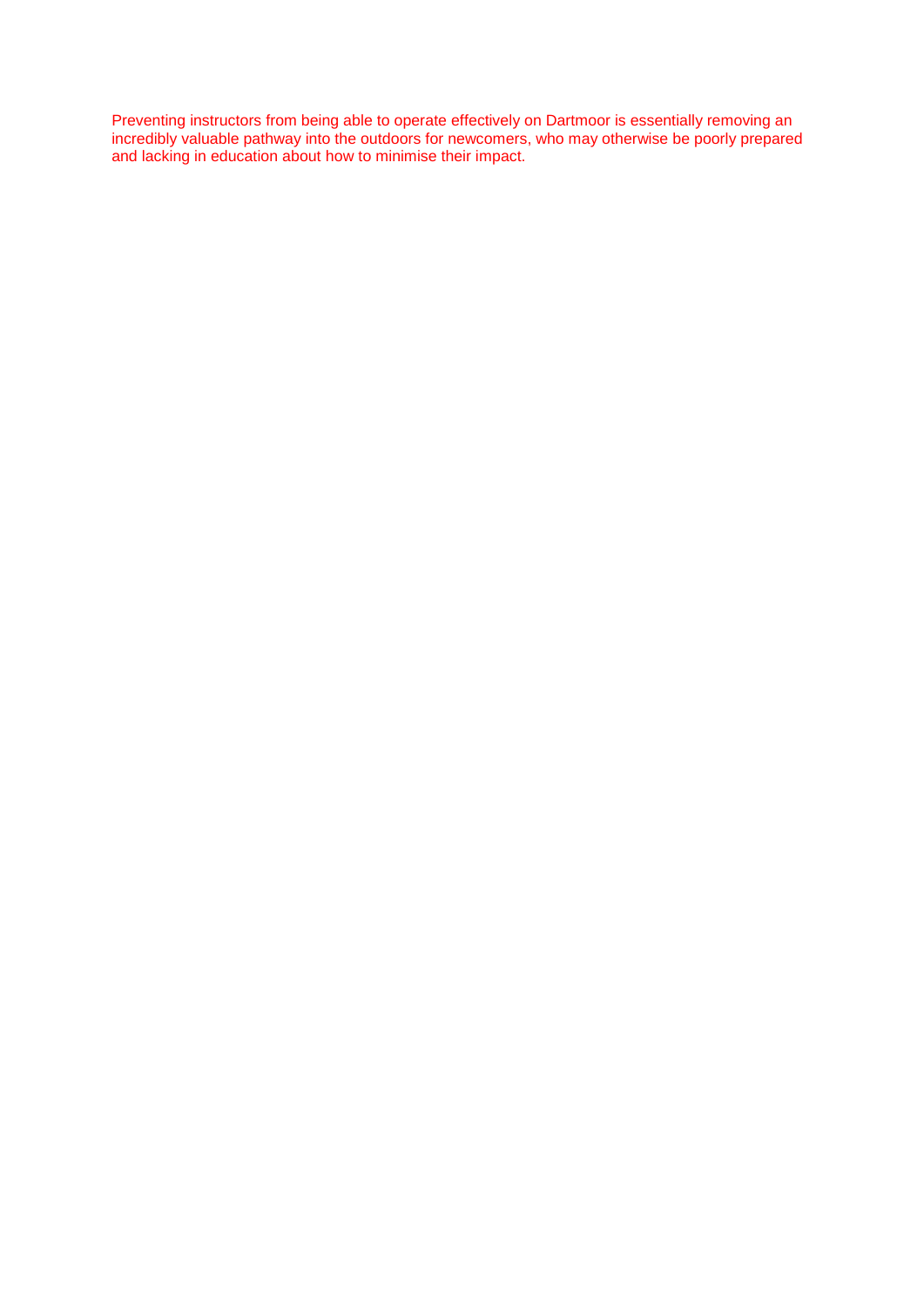Preventing instructors from being able to operate effectively on Dartmoor is essentially removing an incredibly valuable pathway into the outdoors for newcomers, who may otherwise be poorly prepared and lacking in education about how to minimise their impact.